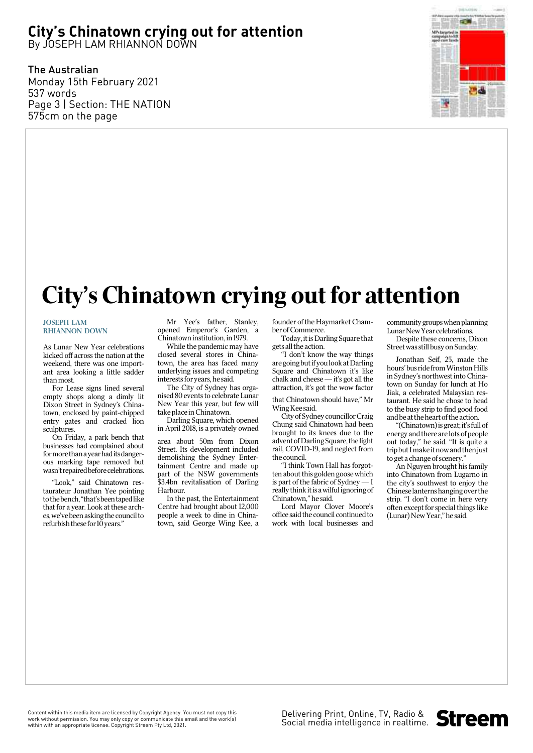# City's Chinatown crying out for attention

By JOSEPH LAM RHIANNON DOWN

The Australian
Monday 15th February 2021
537 words
Page 3 | Section: THE NATION
575cm on the page

# City's Chinatown crying out for attention

**JOSEPH LAM**
**RHIANNON DOWN**

As Lunar New Year celebrations kicked off across the nation at the weekend, there was one important area looking a little sadder than most.

For Lease signs lined several empty shops along a dimly lit Dixon Street in Sydney's Chinatown, enclosed by paint-chipped entry gates and cracked lion sculptures.

On Friday, a park bench that businesses had complained about for more than a year had its dangerous marking tape removed but wasn't repaired before celebrations.

"Look," said Chinatown restaurateur Jonathan Yee pointing to the bench, "that's been taped like that for a year. Look at these arches, we've been asking the council to refurbish these for 10 years."

Mr Yee's father, Stanley, opened Emperor's Garden, a Chinatown institution, in 1979.

While the pandemic may have closed several stores in Chinatown, the area has faced many underlying issues and competing interests for years, he said.

The City of Sydney has organised 80 events to celebrate Lunar New Year this year, but few will take place in Chinatown.

Darling Square, which opened in April 2018, is a privately owned area about 50m from Dixon Street. Its development included demolishing the Sydney Entertainment Centre and made up part of the NSW governments $3.4bn revitalisation of Darling Harbour.

In the past, the Entertainment Centre had brought about 12,000 people a week to dine in Chinatown, said George Wing Kee, a founder of the Haymarket Chamber of Commerce.

Today, it is Darling Square that gets all the action.

"I don't know the way things are going but if you look at Darling Square and Chinatown it's like chalk and cheese — it's got all the attraction, it's got the wow factor that Chinatown should have," Mr Wing Kee said.

City of Sydney councillor Craig Chung said Chinatown had been brought to its knees due to the advent of Darling Square, the light rail, COVID-19, and neglect from the council.

"I think Town Hall has forgotten about this golden goose which is part of the fabric of Sydney — I really think it is a wilful ignoring of Chinatown," he said.

Lord Mayor Clover Moore's office said the council continued to work with local businesses and community groups when planning Lunar New Year celebrations.

Despite these concerns, Dixon Street was still busy on Sunday.

Jonathan Seif, 25, made the hours' bus ride from Winston Hills in Sydney's northwest into Chinatown on Sunday for lunch at Ho Jiak, a celebrated Malaysian restaurant. He said he chose to head to the busy strip to find good food and be at the heart of the action.

"(Chinatown) is great; it's full of energy and there are lots of people out today," he said. "It is quite a trip but I make it now and then just to get a change of scenery."

An Nguyen brought his family into Chinatown from Lugarno in the city's southwest to enjoy the Chinese lanterns hanging over the strip. "I don't come in here very often except for special things like (Lunar) New Year," he said.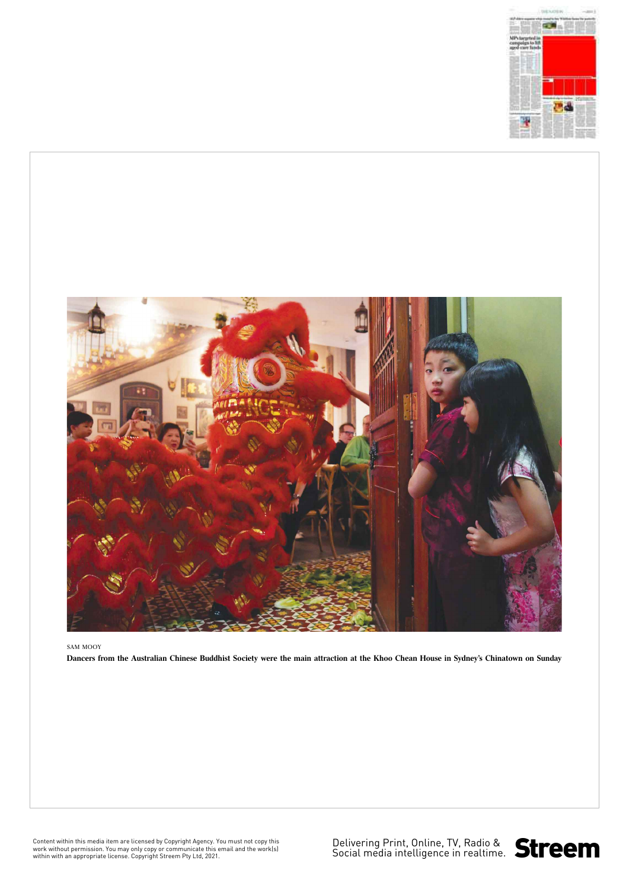SAM MOOY

**Dancers from the Australian Chinese Buddhist Society were the main attraction at the Khoo Chean House in Sydney's Chinatown on Sunday**

Content within this media item are licensed by Copyright Agency. You must not copy this work without permission. You may only copy or communicate this email and the work(s) within with an appropriate license. Copyright Streem Pty Ltd, 2021.

Delivering Print, Online, TV, Radio & Social media intelligence in realtime. **Streem**